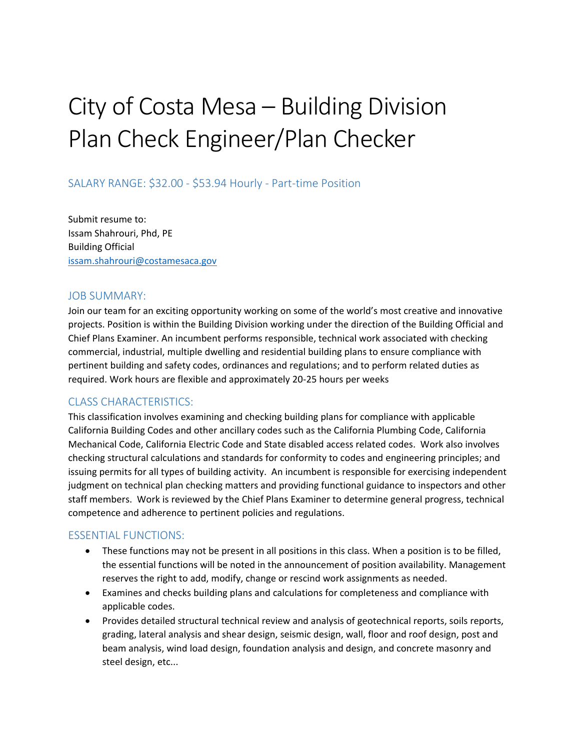# City of Costa Mesa – Building Division Plan Check Engineer/Plan Checker

## SALARY RANGE: $32.00 - $53.94 Hourly - Part-time Position

Submit resume to:
Issam Shahrouri, Phd, PE
Building Official
[issam.shahrouri@costamesaca.gov](mailto:issam.shahrouri@costamesaca.gov)

### JOB SUMMARY:

Join our team for an exciting opportunity working on some of the world's most creative and innovative projects. Position is within the Building Division working under the direction of the Building Official and Chief Plans Examiner. An incumbent performs responsible, technical work associated with checking commercial, industrial, multiple dwelling and residential building plans to ensure compliance with pertinent building and safety codes, ordinances and regulations; and to perform related duties as required. Work hours are flexible and approximately 20-25 hours per weeks

### CLASS CHARACTERISTICS:

This classification involves examining and checking building plans for compliance with applicable California Building Codes and other ancillary codes such as the California Plumbing Code, California Mechanical Code, California Electric Code and State disabled access related codes. Work also involves checking structural calculations and standards for conformity to codes and engineering principles; and issuing permits for all types of building activity. An incumbent is responsible for exercising independent judgment on technical plan checking matters and providing functional guidance to inspectors and other staff members. Work is reviewed by the Chief Plans Examiner to determine general progress, technical competence and adherence to pertinent policies and regulations.

### ESSENTIAL FUNCTIONS:

- These functions may not be present in all positions in this class. When a position is to be filled, the essential functions will be noted in the announcement of position availability. Management reserves the right to add, modify, change or rescind work assignments as needed.
- Examines and checks building plans and calculations for completeness and compliance with applicable codes.
- Provides detailed structural technical review and analysis of geotechnical reports, soils reports, grading, lateral analysis and shear design, seismic design, wall, floor and roof design, post and beam analysis, wind load design, foundation analysis and design, and concrete masonry and steel design, etc...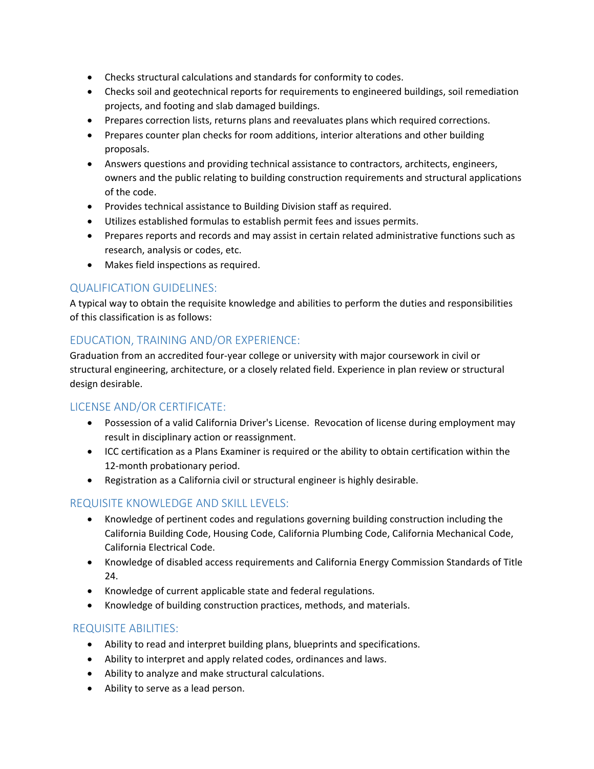- Checks structural calculations and standards for conformity to codes.
- Checks soil and geotechnical reports for requirements to engineered buildings, soil remediation projects, and footing and slab damaged buildings.
- Prepares correction lists, returns plans and reevaluates plans which required corrections.
- Prepares counter plan checks for room additions, interior alterations and other building proposals.
- Answers questions and providing technical assistance to contractors, architects, engineers, owners and the public relating to building construction requirements and structural applications of the code.
- Provides technical assistance to Building Division staff as required.
- Utilizes established formulas to establish permit fees and issues permits.
- Prepares reports and records and may assist in certain related administrative functions such as research, analysis or codes, etc.
- Makes field inspections as required.

## QUALIFICATION GUIDELINES:

A typical way to obtain the requisite knowledge and abilities to perform the duties and responsibilities of this classification is as follows:

## EDUCATION, TRAINING AND/OR EXPERIENCE:

Graduation from an accredited four-year college or university with major coursework in civil or structural engineering, architecture, or a closely related field. Experience in plan review or structural design desirable.

## LICENSE AND/OR CERTIFICATE:

- Possession of a valid California Driver's License. Revocation of license during employment may result in disciplinary action or reassignment.
- ICC certification as a Plans Examiner is required or the ability to obtain certification within the 12-month probationary period.
- Registration as a California civil or structural engineer is highly desirable.

## REQUISITE KNOWLEDGE AND SKILL LEVELS:

- Knowledge of pertinent codes and regulations governing building construction including the California Building Code, Housing Code, California Plumbing Code, California Mechanical Code, California Electrical Code.
- Knowledge of disabled access requirements and California Energy Commission Standards of Title 24.
- Knowledge of current applicable state and federal regulations.
- Knowledge of building construction practices, methods, and materials.

## REQUISITE ABILITIES:

- Ability to read and interpret building plans, blueprints and specifications.
- Ability to interpret and apply related codes, ordinances and laws.
- Ability to analyze and make structural calculations.
- Ability to serve as a lead person.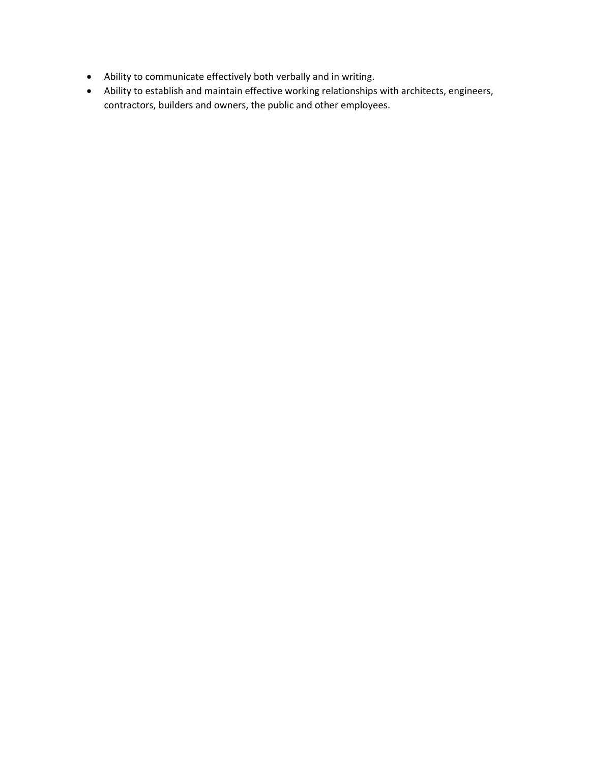- Ability to communicate effectively both verbally and in writing.
- Ability to establish and maintain effective working relationships with architects, engineers, contractors, builders and owners, the public and other employees.